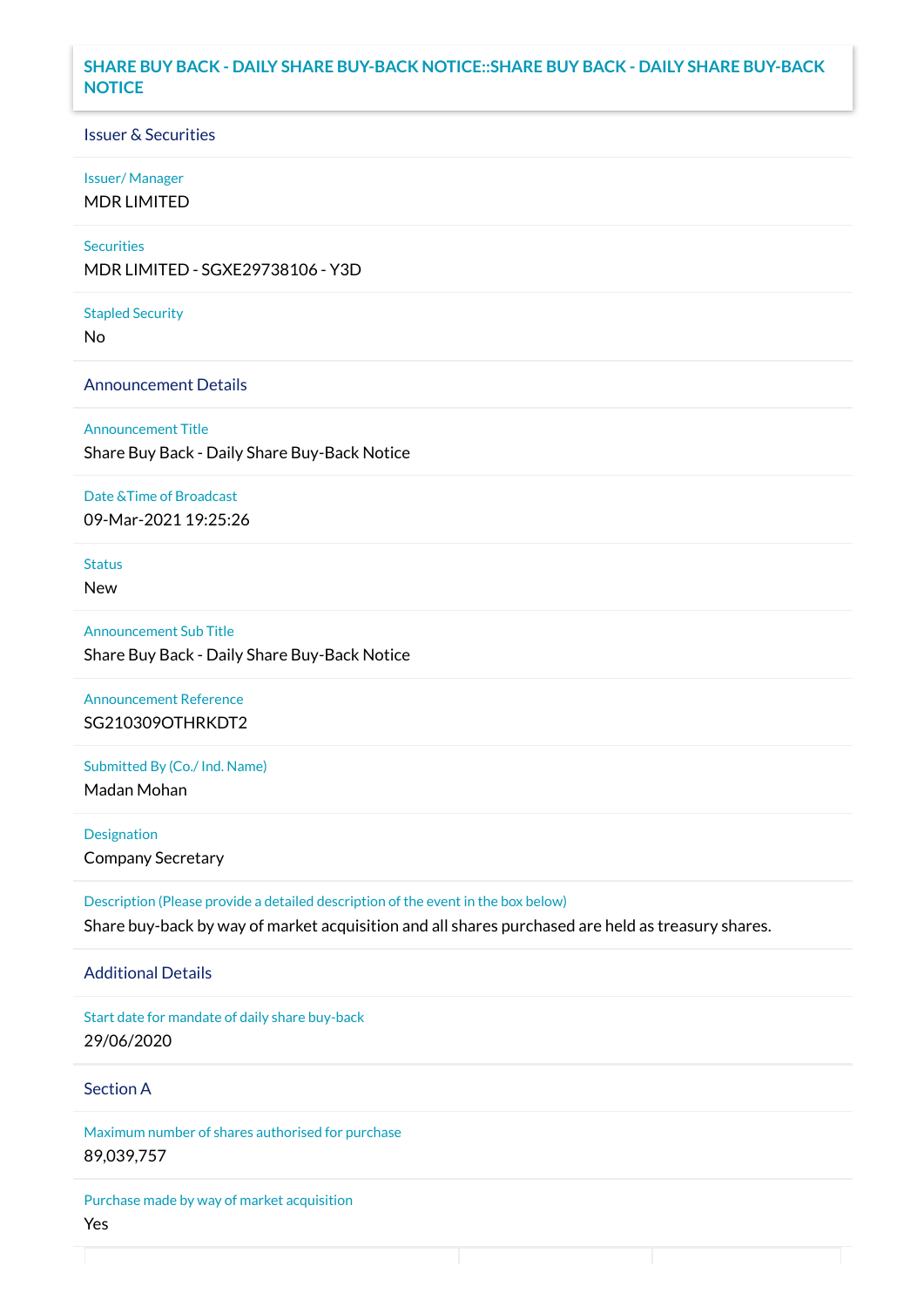# SHARE BUY BACK - DAILY SHARE BUY-BACK NOTICE::SHARE BUY BACK - DAILY SHARE BUY-BACK NOTICE

## Issuer & Securities

**Issuer/ Manager**
MDR LIMITED

**Securities**
MDR LIMITED - SGXE29738106 - Y3D

**Stapled Security**
No

## Announcement Details

**Announcement Title**
Share Buy Back - Daily Share Buy-Back Notice

**Date &Time of Broadcast**
09-Mar-2021 19:25:26

**Status**
New

**Announcement Sub Title**
Share Buy Back - Daily Share Buy-Back Notice

**Announcement Reference**
SG210309OTHRKDT2

**Submitted By (Co./ Ind. Name)**
Madan Mohan

**Designation**
Company Secretary

**Description (Please provide a detailed description of the event in the box below)**
Share buy-back by way of market acquisition and all shares purchased are held as treasury shares.

## Additional Details

**Start date for mandate of daily share buy-back**
29/06/2020

## Section A

**Maximum number of shares authorised for purchase**
89,039,757

**Purchase made by way of market acquisition**
Yes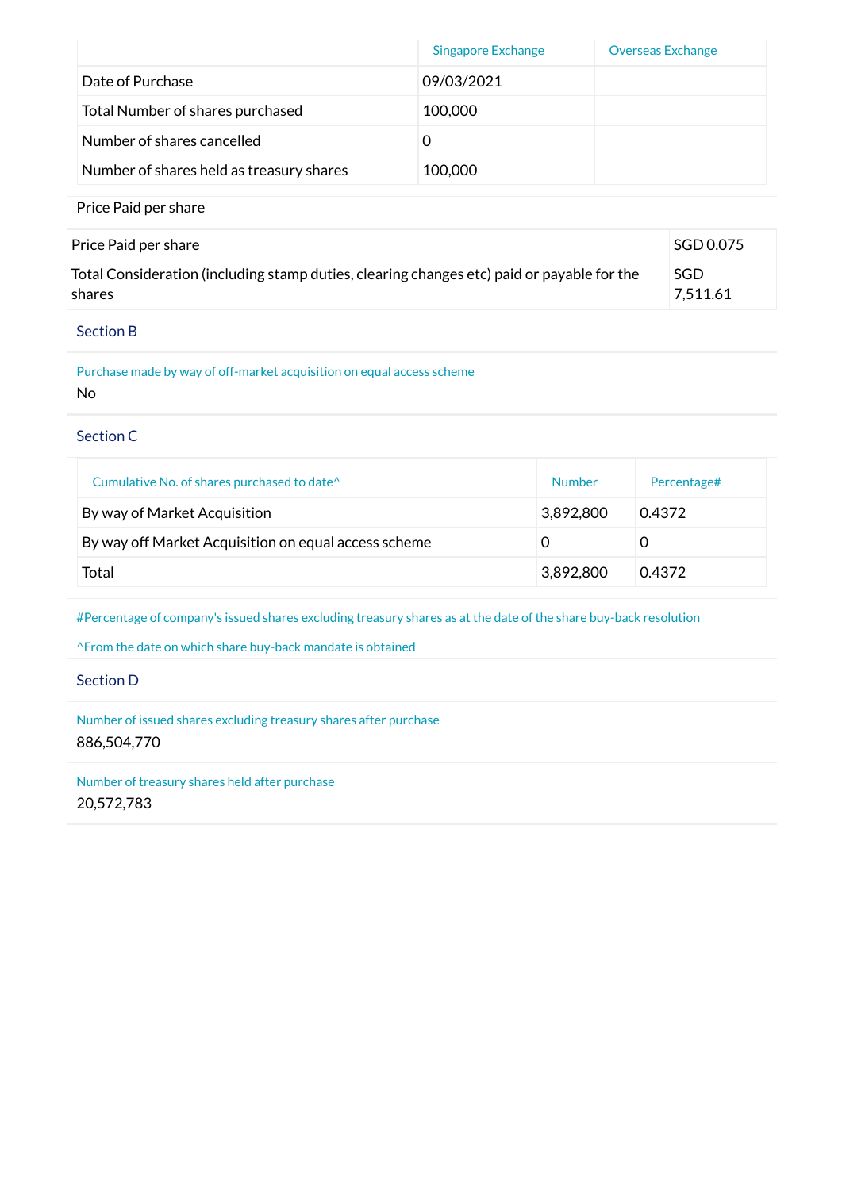| | Singapore Exchange | Overseas Exchange |
|---|---|---|
| Date of Purchase | 09/03/2021 | |
| Total Number of shares purchased | 100,000 | |
| Number of shares cancelled | 0 | |
| Number of shares held as treasury shares | 100,000 | |

Price Paid per share

| | |
|---|---|
| Price Paid per share | SGD 0.075 |
| Total Consideration (including stamp duties, clearing changes etc) paid or payable for the shares | SGD 7,511.61 |

## Section B

Purchase made by way of off-market acquisition on equal access scheme

No

## Section C

| Cumulative No. of shares purchased to date^ | Number | Percentage# |
|---|---|---|
| By way of Market Acquisition | 3,892,800 | 0.4372 |
| By way off Market Acquisition on equal access scheme | 0 | 0 |
| Total | 3,892,800 | 0.4372 |

#Percentage of company's issued shares excluding treasury shares as at the date of the share buy-back resolution

^From the date on which share buy-back mandate is obtained

## Section D

Number of issued shares excluding treasury shares after purchase

886,504,770

Number of treasury shares held after purchase

20,572,783